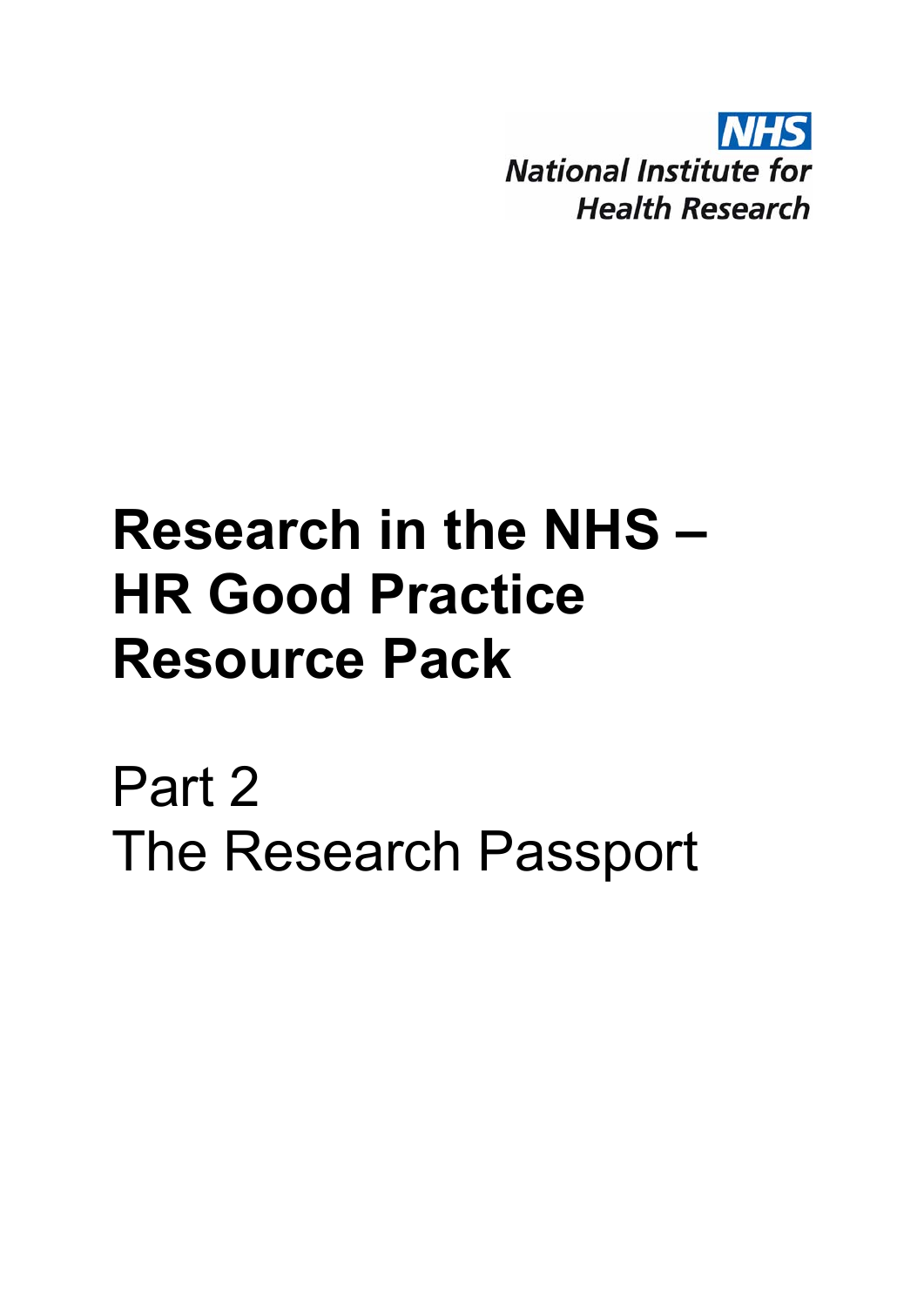NHS
National Institute for Health Research

# Research in the NHS – HR Good Practice Resource Pack

## Part 2
## The Research Passport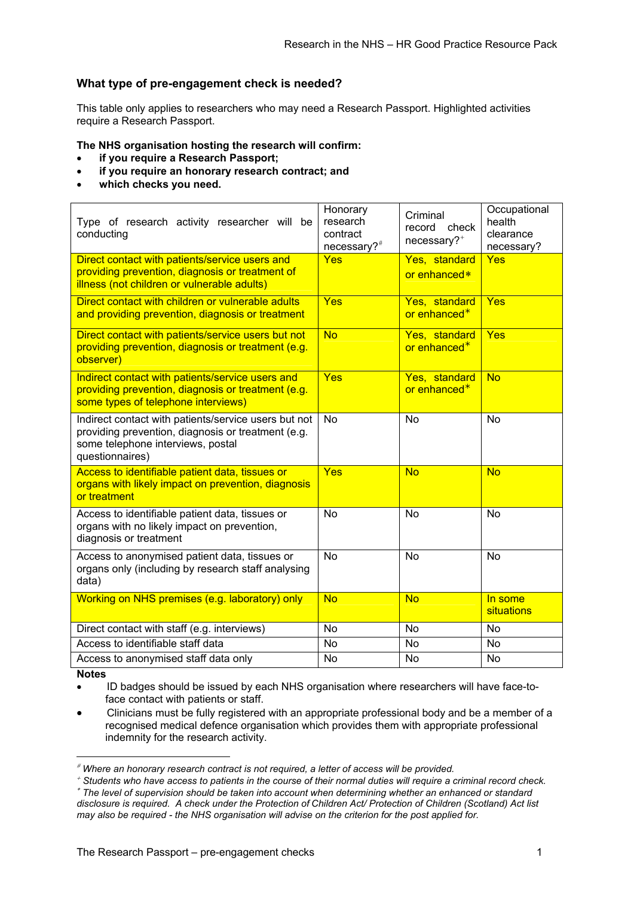### What type of pre-engagement check is needed?

This table only applies to researchers who may need a Research Passport. Highlighted activities require a Research Passport.

**The NHS organisation hosting the research will confirm:**

- **if you require a Research Passport;**
- **if you require an honorary research contract; and**
- **which checks you need.**

| Type of research activity researcher will be conducting | Honorary research contract necessary?[#] | Criminal record check necessary?[+] | Occupational health clearance necessary? |
|---|---|---|---|
| Direct contact with patients/service users and providing prevention, diagnosis or treatment of illness (not children or vulnerable adults) | Yes | Yes, standard or enhanced* | Yes |
| Direct contact with children or vulnerable adults and providing prevention, diagnosis or treatment | Yes | Yes, standard or enhanced* | Yes |
| Direct contact with patients/service users but not providing prevention, diagnosis or treatment (e.g. observer) | No | Yes, standard or enhanced* | Yes |
| Indirect contact with patients/service users and providing prevention, diagnosis or treatment (e.g. some types of telephone interviews) | Yes | Yes, standard or enhanced* | No |
| Indirect contact with patients/service users but not providing prevention, diagnosis or treatment (e.g. some telephone interviews, postal questionnaires) | No | No | No |
| Access to identifiable patient data, tissues or organs with likely impact on prevention, diagnosis or treatment | Yes | No | No |
| Access to identifiable patient data, tissues or organs with no likely impact on prevention, diagnosis or treatment | No | No | No |
| Access to anonymised patient data, tissues or organs only (including by research staff analysing data) | No | No | No |
| Working on NHS premises (e.g. laboratory) only | No | No | In some situations |
| Direct contact with staff (e.g. interviews) | No | No | No |
| Access to identifiable staff data | No | No | No |
| Access to anonymised staff data only | No | No | No |

**Notes**

- ID badges should be issued by each NHS organisation where researchers will have face-to-face contact with patients or staff.
- Clinicians must be fully registered with an appropriate professional body and be a member of a recognised medical defence organisation which provides them with appropriate professional indemnity for the research activity.

---

[#] *Where an honorary research contract is not required, a letter of access will be provided.*

[+] *Students who have access to patients in the course of their normal duties will require a criminal record check.*

[*] *The level of supervision should be taken into account when determining whether an enhanced or standard disclosure is required. A check under the Protection of Children Act/ Protection of Children (Scotland) Act list may also be required - the NHS organisation will advise on the criterion for the post applied for.*